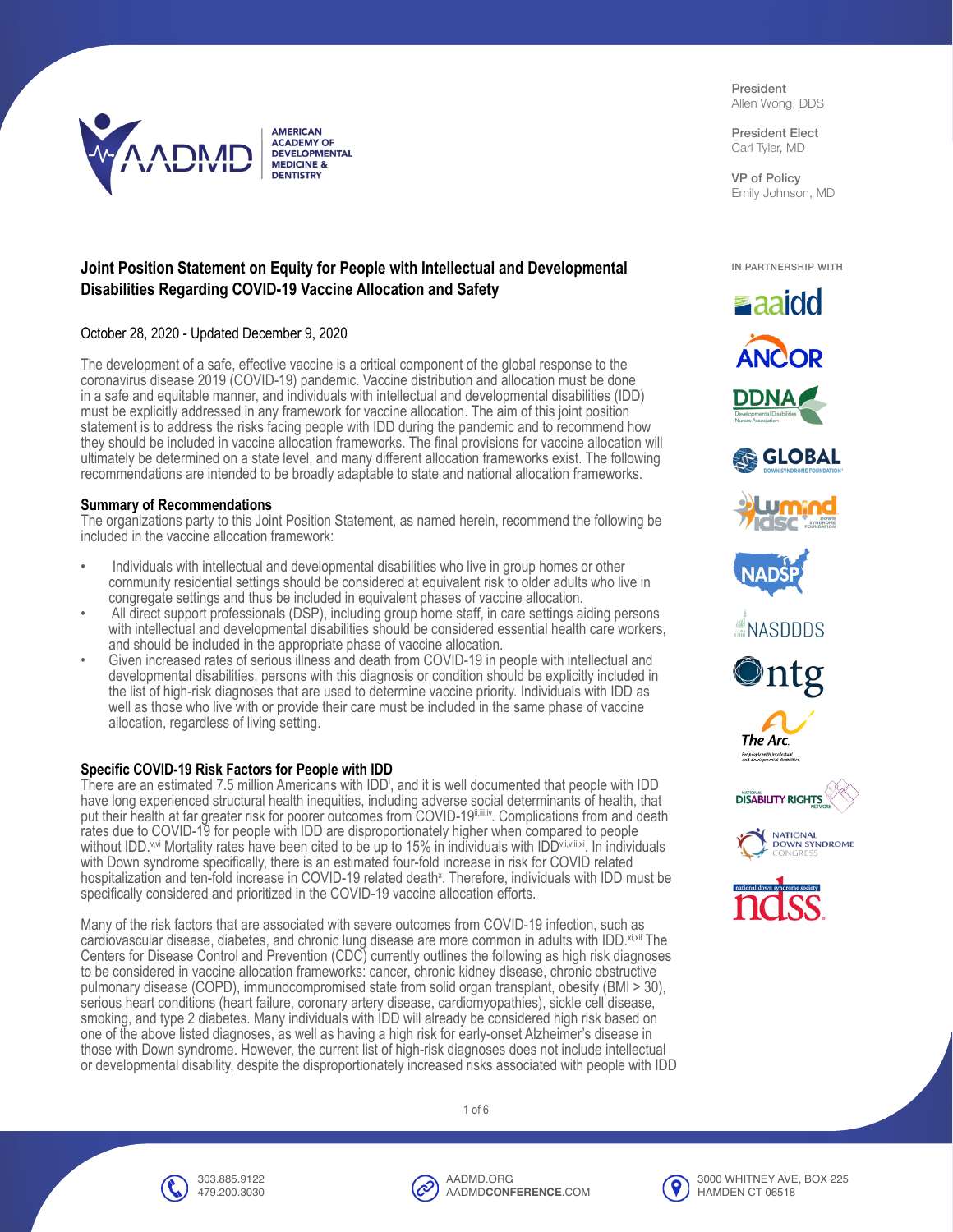AMERICAN ACADEMY OF DEVELOPMENTAL MEDICINE & DENTISTRY

President
Allen Wong, DDS

President Elect
Carl Tyler, MD

VP of Policy
Emily Johnson, MD

IN PARTNERSHIP WITH

aaidd, ANCOR, DDNA Developmental Disabilities Nurses Association, GLOBAL Down Syndrome Foundation, Lumind IDSC Down Syndrome Foundation, NADSP, NASDDDS, ntg, The Arc. For people with intellectual and developmental disabilities, National Disability Rights Network, National Down Syndrome Congress, ndss national down syndrome society

# Joint Position Statement on Equity for People with Intellectual and Developmental Disabilities Regarding COVID-19 Vaccine Allocation and Safety

October 28, 2020 - Updated December 9, 2020

The development of a safe, effective vaccine is a critical component of the global response to the coronavirus disease 2019 (COVID-19) pandemic. Vaccine distribution and allocation must be done in a safe and equitable manner, and individuals with intellectual and developmental disabilities (IDD) must be explicitly addressed in any framework for vaccine allocation. The aim of this joint position statement is to address the risks facing people with IDD during the pandemic and to recommend how they should be included in vaccine allocation frameworks. The final provisions for vaccine allocation will ultimately be determined on a state level, and many different allocation frameworks exist. The following recommendations are intended to be broadly adaptable to state and national allocation frameworks.

## Summary of Recommendations

The organizations party to this Joint Position Statement, as named herein, recommend the following be included in the vaccine allocation framework:

- Individuals with intellectual and developmental disabilities who live in group homes or other community residential settings should be considered at equivalent risk to older adults who live in congregate settings and thus be included in equivalent phases of vaccine allocation.
- All direct support professionals (DSP), including group home staff, in care settings aiding persons with intellectual and developmental disabilities should be considered essential health care workers, and should be included in the appropriate phase of vaccine allocation.
- Given increased rates of serious illness and death from COVID-19 in people with intellectual and developmental disabilities, persons with this diagnosis or condition should be explicitly included in the list of high-risk diagnoses that are used to determine vaccine priority. Individuals with IDD as well as those who live with or provide their care must be included in the same phase of vaccine allocation, regardless of living setting.

## Specific COVID-19 Risk Factors for People with IDD

There are an estimated 7.5 million Americans with IDD[i], and it is well documented that people with IDD have long experienced structural health inequities, including adverse social determinants of health, that put their health at far greater risk for poorer outcomes from COVID-19[ii,iii,iv]. Complications from and death rates due to COVID-19 for people with IDD are disproportionately higher when compared to people without IDD.[v,vi] Mortality rates have been cited to be up to 15% in individuals with IDD[vii,viii,xi]. In individuals with Down syndrome specifically, there is an estimated four-fold increase in risk for COVID related hospitalization and ten-fold increase in COVID-19 related death[x]. Therefore, individuals with IDD must be specifically considered and prioritized in the COVID-19 vaccine allocation efforts.

Many of the risk factors that are associated with severe outcomes from COVID-19 infection, such as cardiovascular disease, diabetes, and chronic lung disease are more common in adults with IDD.[xi,xii] The Centers for Disease Control and Prevention (CDC) currently outlines the following as high risk diagnoses to be considered in vaccine allocation frameworks: cancer, chronic kidney disease, chronic obstructive pulmonary disease (COPD), immunocompromised state from solid organ transplant, obesity (BMI > 30), serious heart conditions (heart failure, coronary artery disease, cardiomyopathies), sickle cell disease, smoking, and type 2 diabetes. Many individuals with IDD will already be considered high risk based on one of the above listed diagnoses, as well as having a high risk for early-onset Alzheimer's disease in those with Down syndrome. However, the current list of high-risk diagnoses does not include intellectual or developmental disability, despite the disproportionately increased risks associated with people with IDD

303.885.9122
479.200.3030

AADMD.ORG
AADMDCONFERENCE.COM

3000 WHITNEY AVE, BOX 225
HAMDEN CT 06518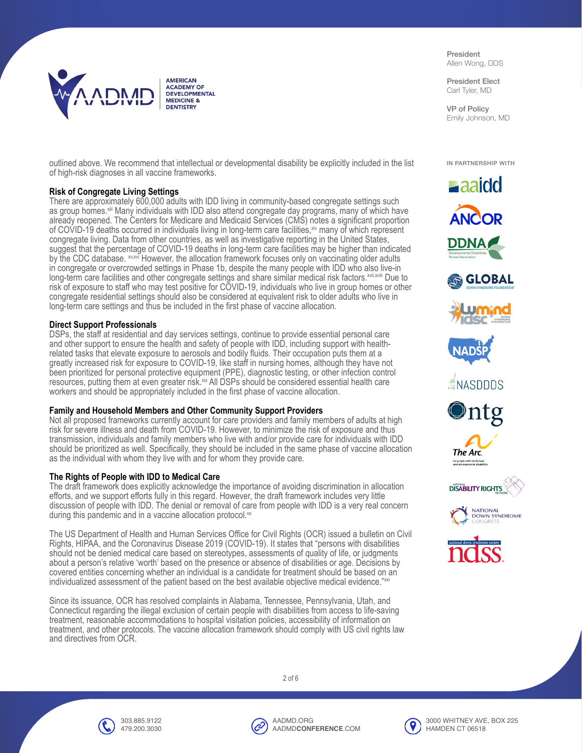outlined above. We recommend that intellectual or developmental disability be explicitly included in the list of high-risk diagnoses in all vaccine frameworks.

### Risk of Congregate Living Settings

There are approximately 600,000 adults with IDD living in community-based congregate settings such as group homes.[xiii] Many individuals with IDD also attend congregate day programs, many of which have already reopened. The Centers for Medicare and Medicaid Services (CMS) notes a significant proportion of COVID-19 deaths occurred in individuals living in long-term care facilities,[xiv] many of which represent congregate living. Data from other countries, as well as investigative reporting in the United States, suggest that the percentage of COVID-19 deaths in long-term care facilities may be higher than indicated by the CDC database. [xv,xvi] However, the allocation framework focuses only on vaccinating older adults in congregate or overcrowded settings in Phase 1b, despite the many people with IDD who also live-in long-term care facilities and other congregate settings and share similar medical risk factors.[xvii,xviii] Due to risk of exposure to staff who may test positive for COVID-19, individuals who live in group homes or other congregate residential settings should also be considered at equivalent risk to older adults who live in long-term care settings and thus be included in the first phase of vaccine allocation.

### Direct Support Professionals

DSPs, the staff at residential and day services settings, continue to provide essential personal care and other support to ensure the health and safety of people with IDD, including support with health-related tasks that elevate exposure to aerosols and bodily fluids. Their occupation puts them at a greatly increased risk for exposure to COVID-19, like staff in nursing homes, although they have not been prioritized for personal protective equipment (PPE), diagnostic testing, or other infection control resources, putting them at even greater risk.[xix] All DSPs should be considered essential health care workers and should be appropriately included in the first phase of vaccine allocation.

### Family and Household Members and Other Community Support Providers

Not all proposed frameworks currently account for care providers and family members of adults at high risk for severe illness and death from COVID-19. However, to minimize the risk of exposure and thus transmission, individuals and family members who live with and/or provide care for individuals with IDD should be prioritized as well. Specifically, they should be included in the same phase of vaccine allocation as the individual with whom they live with and for whom they provide care.

### The Rights of People with IDD to Medical Care

The draft framework does explicitly acknowledge the importance of avoiding discrimination in allocation efforts, and we support efforts fully in this regard. However, the draft framework includes very little discussion of people with IDD. The denial or removal of care from people with IDD is a very real concern during this pandemic and in a vaccine allocation protocol.[xx]

The US Department of Health and Human Services Office for Civil Rights (OCR) issued a bulletin on Civil Rights, HIPAA, and the Coronavirus Disease 2019 (COVID-19). It states that "persons with disabilities should not be denied medical care based on stereotypes, assessments of quality of life, or judgments about a person's relative 'worth' based on the presence or absence of disabilities or age. Decisions by covered entities concerning whether an individual is a candidate for treatment should be based on an individualized assessment of the patient based on the best available objective medical evidence."[xxi]

Since its issuance, OCR has resolved complaints in Alabama, Tennessee, Pennsylvania, Utah, and Connecticut regarding the illegal exclusion of certain people with disabilities from access to life-saving treatment, reasonable accommodations to hospital visitation policies, accessibility of information on treatment, and other protocols. The vaccine allocation framework should comply with US civil rights law and directives from OCR.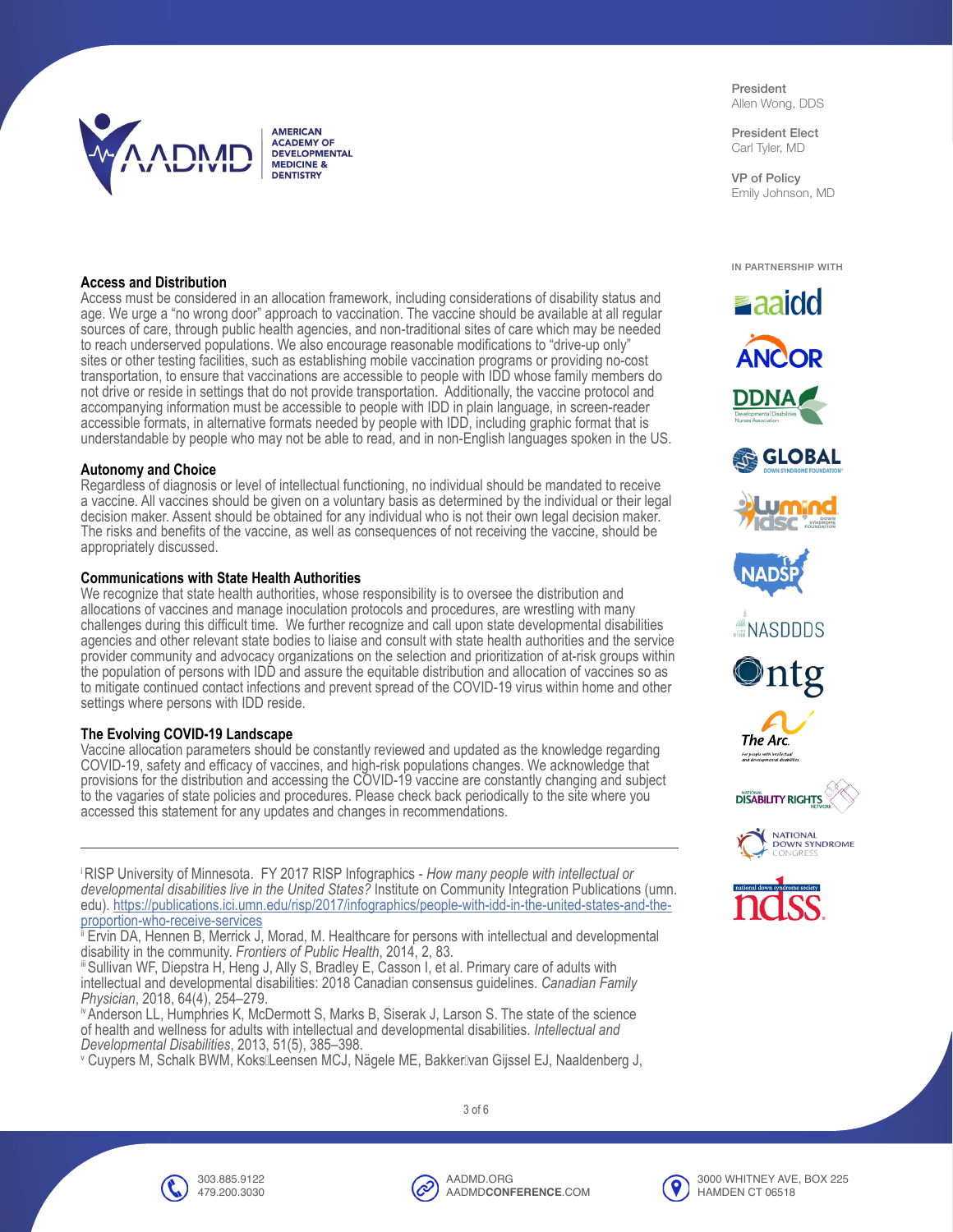### Access and Distribution

Access must be considered in an allocation framework, including considerations of disability status and age. We urge a "no wrong door" approach to vaccination. The vaccine should be available at all regular sources of care, through public health agencies, and non-traditional sites of care which may be needed to reach underserved populations. We also encourage reasonable modifications to "drive-up only" sites or other testing facilities, such as establishing mobile vaccination programs or providing no-cost transportation, to ensure that vaccinations are accessible to people with IDD whose family members do not drive or reside in settings that do not provide transportation. Additionally, the vaccine protocol and accompanying information must be accessible to people with IDD in plain language, in screen-reader accessible formats, in alternative formats needed by people with IDD, including graphic format that is understandable by people who may not be able to read, and in non-English languages spoken in the US.

### Autonomy and Choice

Regardless of diagnosis or level of intellectual functioning, no individual should be mandated to receive a vaccine. All vaccines should be given on a voluntary basis as determined by the individual or their legal decision maker. Assent should be obtained for any individual who is not their own legal decision maker. The risks and benefits of the vaccine, as well as consequences of not receiving the vaccine, should be appropriately discussed.

### Communications with State Health Authorities

We recognize that state health authorities, whose responsibility is to oversee the distribution and allocations of vaccines and manage inoculation protocols and procedures, are wrestling with many challenges during this difficult time. We further recognize and call upon state developmental disabilities agencies and other relevant state bodies to liaise and consult with state health authorities and the service provider community and advocacy organizations on the selection and prioritization of at-risk groups within the population of persons with IDD and assure the equitable distribution and allocation of vaccines so as to mitigate continued contact infections and prevent spread of the COVID-19 virus within home and other settings where persons with IDD reside.

### The Evolving COVID-19 Landscape

Vaccine allocation parameters should be constantly reviewed and updated as the knowledge regarding COVID-19, safety and efficacy of vaccines, and high-risk populations changes. We acknowledge that provisions for the distribution and accessing the COVID-19 vaccine are constantly changing and subject to the vagaries of state policies and procedures. Please check back periodically to the site where you accessed this statement for any updates and changes in recommendations.

---

[i] RISP University of Minnesota. FY 2017 RISP Infographics - *How many people with intellectual or developmental disabilities live in the United States?* Institute on Community Integration Publications (umn.edu). https://publications.ici.umn.edu/risp/2017/infographics/people-with-idd-in-the-united-states-and-the-proportion-who-receive-services

[ii] Ervin DA, Hennen B, Merrick J, Morad, M. Healthcare for persons with intellectual and developmental disability in the community. *Frontiers of Public Health*, 2014, 2, 83.

[iii] Sullivan WF, Diepstra H, Heng J, Ally S, Bradley E, Casson I, et al. Primary care of adults with intellectual and developmental disabilities: 2018 Canadian consensus guidelines. *Canadian Family Physician*, 2018, 64(4), 254–279.

[iv] Anderson LL, Humphries K, McDermott S, Marks B, Siserak J, Larson S. The state of the science of health and wellness for adults with intellectual and developmental disabilities. *Intellectual and Developmental Disabilities*, 2013, 51(5), 385–398.

[v] Cuypers M, Schalk BWM, Koks‐Leensen MCJ, Nägele ME, Bakker‐van Gijssel EJ, Naaldenberg J,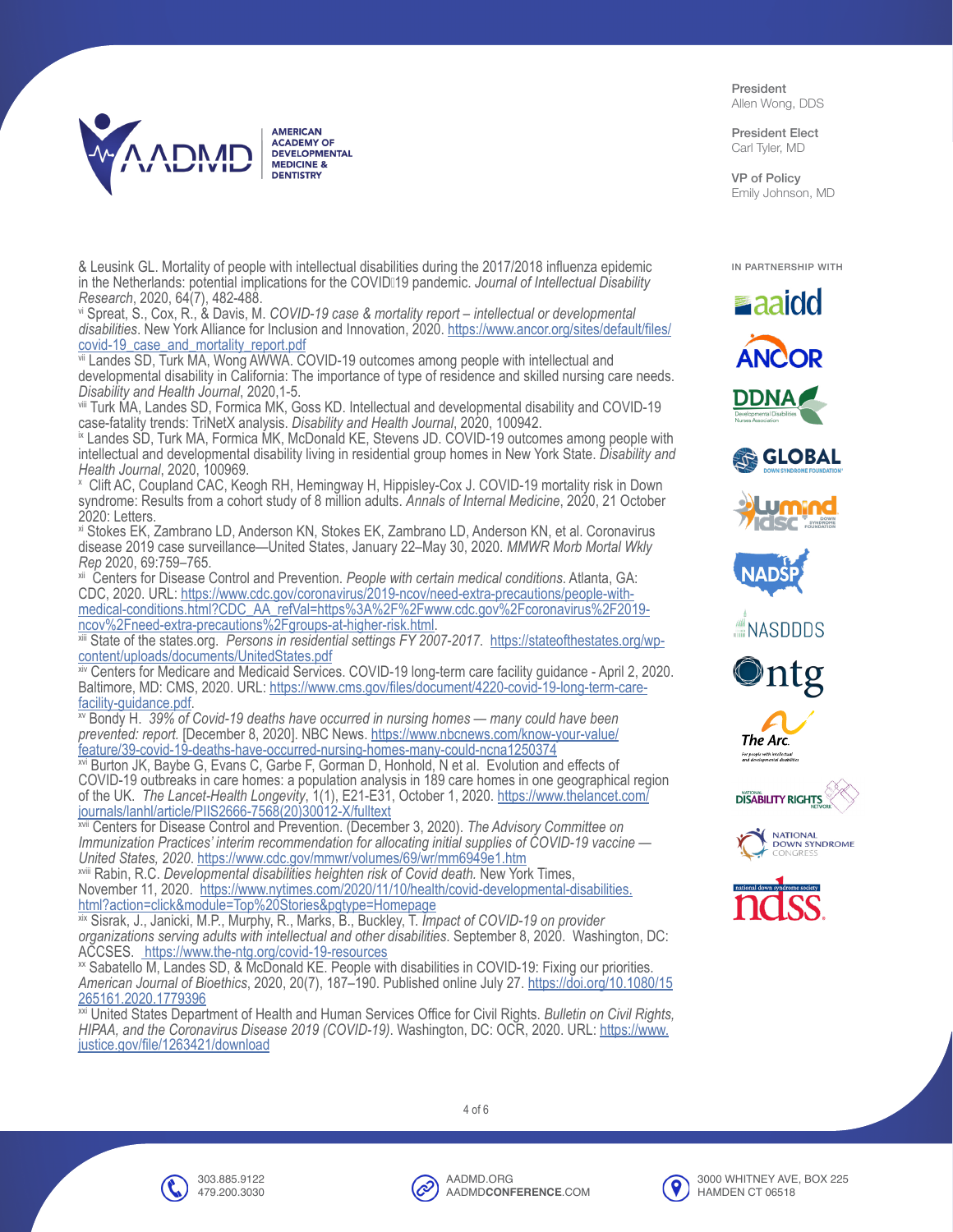& Leusink GL. Mortality of people with intellectual disabilities during the 2017/2018 influenza epidemic in the Netherlands: potential implications for the COVID19 pandemic. *Journal of Intellectual Disability Research*, 2020, 64(7), 482-488.

[vi] Spreat, S., Cox, R., & Davis, M. *COVID-19 case & mortality report – intellectual or developmental disabilities*. New York Alliance for Inclusion and Innovation, 2020. https://www.ancor.org/sites/default/files/covid-19_case_and_mortality_report.pdf

[vii] Landes SD, Turk MA, Wong AWWA. COVID-19 outcomes among people with intellectual and developmental disability in California: The importance of type of residence and skilled nursing care needs. *Disability and Health Journal*, 2020,1-5.

[viii] Turk MA, Landes SD, Formica MK, Goss KD. Intellectual and developmental disability and COVID-19 case-fatality trends: TriNetX analysis. *Disability and Health Journal*, 2020, 100942.

[ix] Landes SD, Turk MA, Formica MK, McDonald KE, Stevens JD. COVID-19 outcomes among people with intellectual and developmental disability living in residential group homes in New York State. *Disability and Health Journal*, 2020, 100969.

[x] Clift AC, Coupland CAC, Keogh RH, Hemingway H, Hippisley-Cox J. COVID-19 mortality risk in Down syndrome: Results from a cohort study of 8 million adults. *Annals of Internal Medicine*, 2020, 21 October 2020: Letters.

[xi] Stokes EK, Zambrano LD, Anderson KN, Stokes EK, Zambrano LD, Anderson KN, et al. Coronavirus disease 2019 case surveillance—United States, January 22–May 30, 2020. *MMWR Morb Mortal Wkly Rep* 2020, 69:759–765.

[xii] Centers for Disease Control and Prevention. *People with certain medical conditions*. Atlanta, GA: CDC, 2020. URL: https://www.cdc.gov/coronavirus/2019-ncov/need-extra-precautions/people-with-medical-conditions.html?CDC_AA_refVal=https%3A%2F%2Fwww.cdc.gov%2Fcoronavirus%2F2019-ncov%2Fneed-extra-precautions%2Fgroups-at-higher-risk.html.

[xiii] State of the states.org. *Persons in residential settings FY 2007-2017*. https://stateofthestates.org/wp-content/uploads/documents/UnitedStates.pdf

[xiv] Centers for Medicare and Medicaid Services. COVID-19 long-term care facility guidance - April 2, 2020. Baltimore, MD: CMS, 2020. URL: https://www.cms.gov/files/document/4220-covid-19-long-term-care-facility-guidance.pdf.

[xv] Bondy H. *39% of Covid-19 deaths have occurred in nursing homes — many could have been prevented: report.* [December 8, 2020]. NBC News. https://www.nbcnews.com/know-your-value/feature/39-covid-19-deaths-have-occurred-nursing-homes-many-could-ncna1250374

[xvi] Burton JK, Baybe G, Evans C, Garbe F, Gorman D, Honhold, N et al. Evolution and effects of COVID-19 outbreaks in care homes: a population analysis in 189 care homes in one geographical region of the UK. *The Lancet-Health Longevity*, 1(1), E21-E31, October 1, 2020. https://www.thelancet.com/journals/lanhl/article/PIIS2666-7568(20)30012-X/fulltext

[xvii] Centers for Disease Control and Prevention. (December 3, 2020). *The Advisory Committee on Immunization Practices' interim recommendation for allocating initial supplies of COVID-19 vaccine — United States, 2020*. https://www.cdc.gov/mmwr/volumes/69/wr/mm6949e1.htm

[xviii] Rabin, R.C. *Developmental disabilities heighten risk of Covid death*. New York Times, November 11, 2020. https://www.nytimes.com/2020/11/10/health/covid-developmental-disabilities.html?action=click&module=Top%20Stories&pgtype=Homepage

[xix] Sisrak, J., Janicki, M.P., Murphy, R., Marks, B., Buckley, T. *Impact of COVID-19 on provider organizations serving adults with intellectual and other disabilities*. September 8, 2020. Washington, DC: ACCSES. https://www.the-ntg.org/covid-19-resources

[xx] Sabatello M, Landes SD, & McDonald KE. People with disabilities in COVID-19: Fixing our priorities. *American Journal of Bioethics*, 2020, 20(7), 187–190. Published online July 27. https://doi.org/10.1080/15265161.2020.1779396

[xxi] United States Department of Health and Human Services Office for Civil Rights. *Bulletin on Civil Rights, HIPAA, and the Coronavirus Disease 2019 (COVID-19)*. Washington, DC: OCR, 2020. URL: https://www.justice.gov/file/1263421/download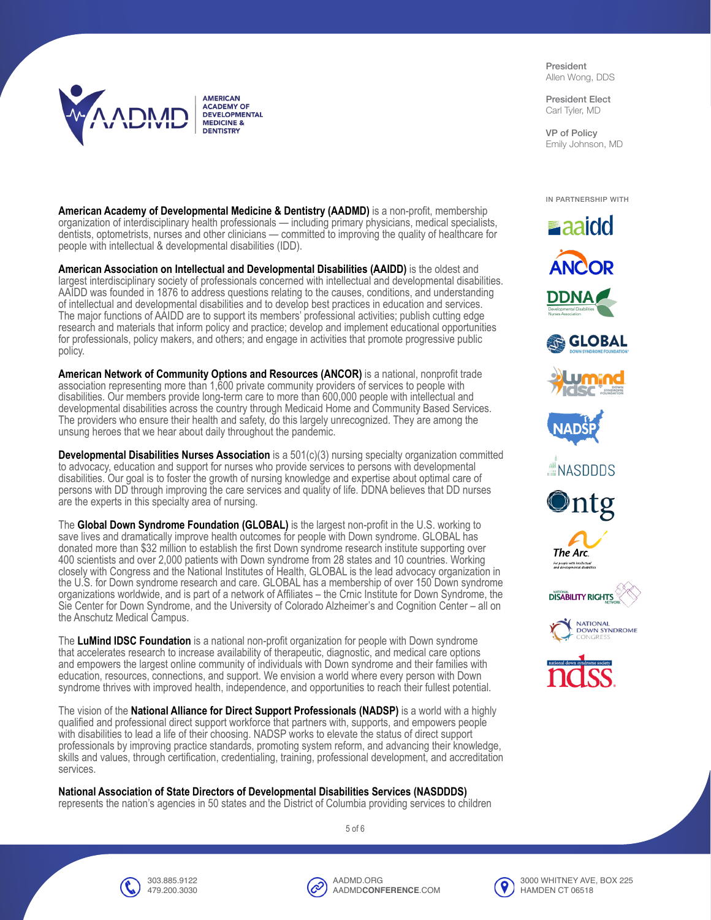AMERICAN ACADEMY OF DEVELOPMENTAL MEDICINE & DENTISTRY

President
Allen Wong, DDS

President Elect
Carl Tyler, MD

VP of Policy
Emily Johnson, MD

IN PARTNERSHIP WITH

**American Academy of Developmental Medicine & Dentistry (AADMD)** is a non-profit, membership organization of interdisciplinary health professionals — including primary physicians, medical specialists, dentists, optometrists, nurses and other clinicians — committed to improving the quality of healthcare for people with intellectual & developmental disabilities (IDD).

**American Association on Intellectual and Developmental Disabilities (AAIDD)** is the oldest and largest interdisciplinary society of professionals concerned with intellectual and developmental disabilities. AAIDD was founded in 1876 to address questions relating to the causes, conditions, and understanding of intellectual and developmental disabilities and to develop best practices in education and services. The major functions of AAIDD are to support its members' professional activities; publish cutting edge research and materials that inform policy and practice; develop and implement educational opportunities for professionals, policy makers, and others; and engage in activities that promote progressive public policy.

**American Network of Community Options and Resources (ANCOR)** is a national, nonprofit trade association representing more than 1,600 private community providers of services to people with disabilities. Our members provide long-term care to more than 600,000 people with intellectual and developmental disabilities across the country through Medicaid Home and Community Based Services. The providers who ensure their health and safety, do this largely unrecognized. They are among the unsung heroes that we hear about daily throughout the pandemic.

**Developmental Disabilities Nurses Association** is a 501(c)(3) nursing specialty organization committed to advocacy, education and support for nurses who provide services to persons with developmental disabilities. Our goal is to foster the growth of nursing knowledge and expertise about optimal care of persons with DD through improving the care services and quality of life. DDNA believes that DD nurses are the experts in this specialty area of nursing.

The **Global Down Syndrome Foundation (GLOBAL)** is the largest non-profit in the U.S. working to save lives and dramatically improve health outcomes for people with Down syndrome. GLOBAL has donated more than $32 million to establish the first Down syndrome research institute supporting over 400 scientists and over 2,000 patients with Down syndrome from 28 states and 10 countries. Working closely with Congress and the National Institutes of Health, GLOBAL is the lead advocacy organization in the U.S. for Down syndrome research and care. GLOBAL has a membership of over 150 Down syndrome organizations worldwide, and is part of a network of Affiliates – the Crnic Institute for Down Syndrome, the Sie Center for Down Syndrome, and the University of Colorado Alzheimer's and Cognition Center – all on the Anschutz Medical Campus.

The **LuMind IDSC Foundation** is a national non-profit organization for people with Down syndrome that accelerates research to increase availability of therapeutic, diagnostic, and medical care options and empowers the largest online community of individuals with Down syndrome and their families with education, resources, connections, and support. We envision a world where every person with Down syndrome thrives with improved health, independence, and opportunities to reach their fullest potential.

The vision of the **National Alliance for Direct Support Professionals (NADSP)** is a world with a highly qualified and professional direct support workforce that partners with, supports, and empowers people with disabilities to lead a life of their choosing. NADSP works to elevate the status of direct support professionals by improving practice standards, promoting system reform, and advancing their knowledge, skills and values, through certification, credentialing, training, professional development, and accreditation services.

**National Association of State Directors of Developmental Disabilities Services (NASDDDS)** represents the nation's agencies in 50 states and the District of Columbia providing services to children

303.885.9122
479.200.3030

AADMD.ORG
AADMDCONFERENCE.COM

3000 WHITNEY AVE, BOX 225
HAMDEN CT 06518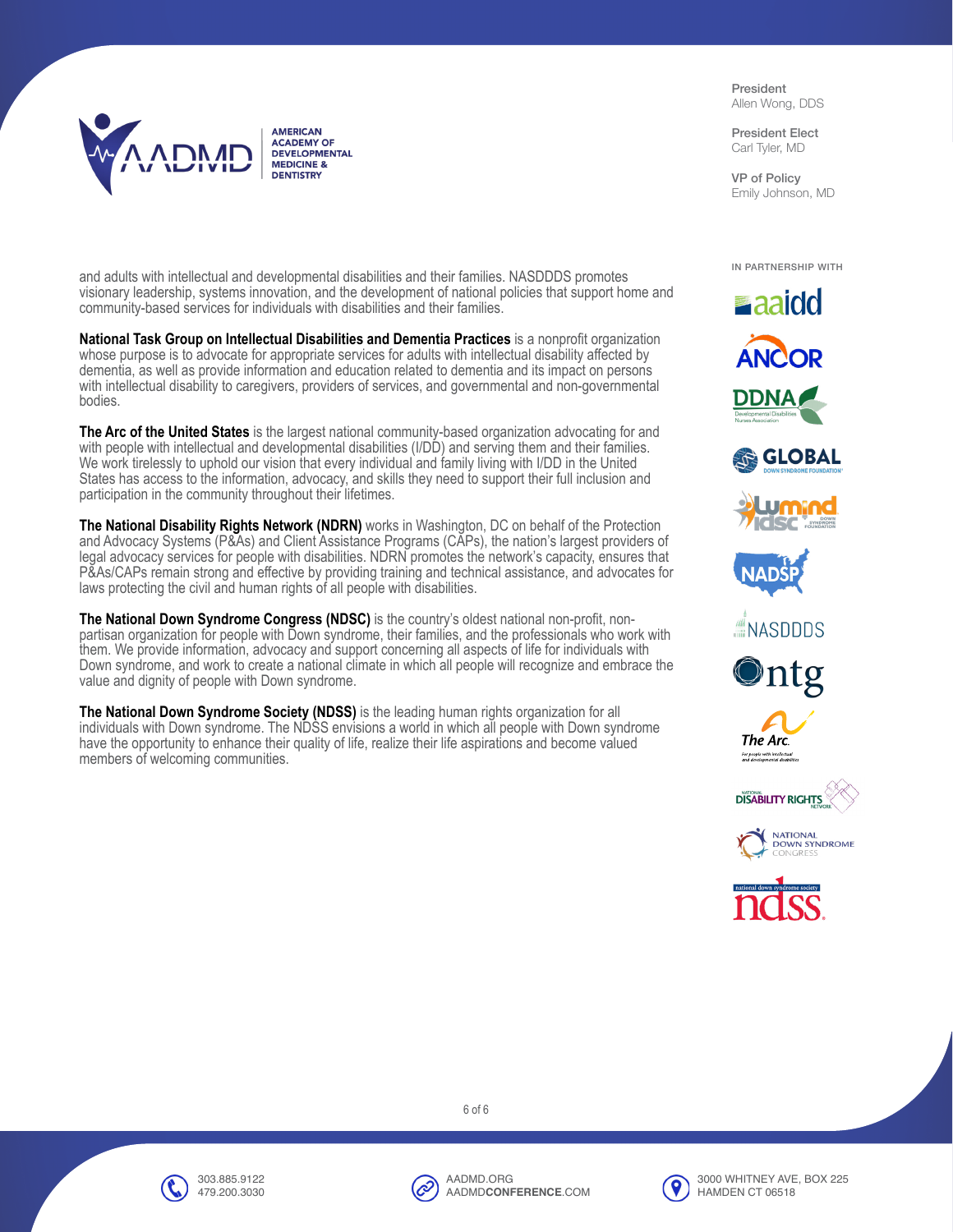and adults with intellectual and developmental disabilities and their families. NASDDDS promotes visionary leadership, systems innovation, and the development of national policies that support home and community-based services for individuals with disabilities and their families.

**National Task Group on Intellectual Disabilities and Dementia Practices** is a nonprofit organization whose purpose is to advocate for appropriate services for adults with intellectual disability affected by dementia, as well as provide information and education related to dementia and its impact on persons with intellectual disability to caregivers, providers of services, and governmental and non-governmental bodies.

**The Arc of the United States** is the largest national community-based organization advocating for and with people with intellectual and developmental disabilities (I/DD) and serving them and their families. We work tirelessly to uphold our vision that every individual and family living with I/DD in the United States has access to the information, advocacy, and skills they need to support their full inclusion and participation in the community throughout their lifetimes.

**The National Disability Rights Network (NDRN)** works in Washington, DC on behalf of the Protection and Advocacy Systems (P&As) and Client Assistance Programs (CAPs), the nation's largest providers of legal advocacy services for people with disabilities. NDRN promotes the network's capacity, ensures that P&As/CAPs remain strong and effective by providing training and technical assistance, and advocates for laws protecting the civil and human rights of all people with disabilities.

**The National Down Syndrome Congress (NDSC)** is the country's oldest national non-profit, non-partisan organization for people with Down syndrome, their families, and the professionals who work with them. We provide information, advocacy and support concerning all aspects of life for individuals with Down syndrome, and work to create a national climate in which all people will recognize and embrace the value and dignity of people with Down syndrome.

**The National Down Syndrome Society (NDSS)** is the leading human rights organization for all individuals with Down syndrome. The NDSS envisions a world in which all people with Down syndrome have the opportunity to enhance their quality of life, realize their life aspirations and become valued members of welcoming communities.